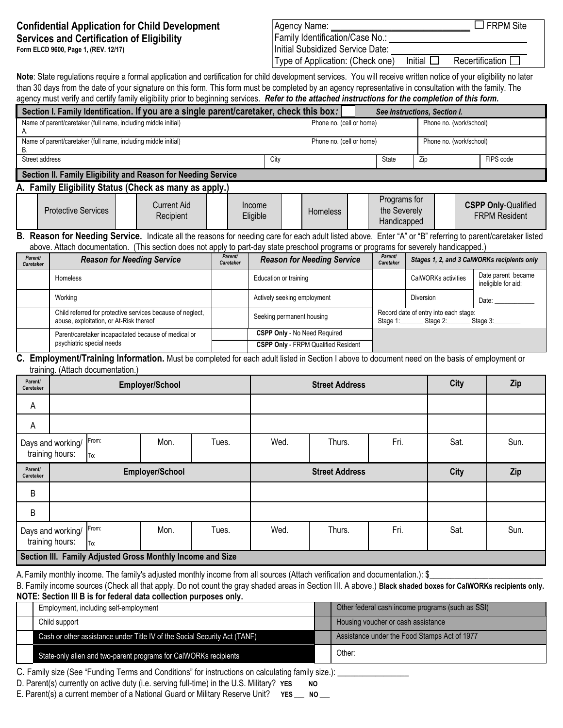# Confidential Application for Child Development Services and Certification of Eligibility

Form ELCD 9600, Page 1, (REV. 12/17)

Agency Name: ______________________ ☐ FRPM Site
Family Identification/Case No.: ______________________
Initial Subsidized Service Date: ______________________
Type of Application: (Check one) Initial ☐ Recertification ☐

**Note**: State regulations require a formal application and certification for child development services. You will receive written notice of your eligibility no later than 30 days from the date of your signature on this form. This form must be completed by an agency representative in consultation with the family. The agency must verify and certify family eligibility prior to beginning services. ***Refer to the attached instructions for the completion of this form.***

## Section I. Family Identification. If you are a single parent/caretaker, check this box: ☐ *See Instructions, Section I.*

| Name of parent/caretaker (full name, including middle initial) | | | Phone no. (cell or home) | Phone no. (work/school) |
|---|---|---|---|---|
| A. | | | | |
| **Name of parent/caretaker (full name, including middle initial)** | | | **Phone no. (cell or home)** | **Phone no. (work/school)** |
| B. | | | | |
| **Street address** | **City** | **State** | **Zip** | **FIPS code** |
| | | | | |

## Section II. Family Eligibility and Reason for Needing Service

### A. Family Eligibility Status (Check as many as apply.)

| | Protective Services | | Current Aid Recipient | | Income Eligible | | Homeless | | Programs for the Severely Handicapped | | CSPP Only-Qualified FRPM Resident |
|---|---|---|---|---|---|---|---|---|---|---|---|

### B. Reason for Needing Service.

Indicate all the reasons for needing care for each adult listed above. Enter "A" or "B" referring to parent/caretaker listed above. Attach documentation. (This section does not apply to part-day state preschool programs or programs for severely handicapped.)

| Parent/ Caretaker | Reason for Needing Service | Parent/ Caretaker | Reason for Needing Service | Parent/ Caretaker | Stages 1, 2, and 3 CalWORKs recipients only | |
|---|---|---|---|---|---|---|
| | Homeless | | Education or training | | CalWORKs activities | Date parent became ineligible for aid: |
| | Working | | Actively seeking employment | | Diversion | Date: ________ |
| | Child referred for protective services because of neglect, abuse, exploitation, or At-Risk thereof | | Seeking permanent housing | Record date of entry into each stage: Stage 1:_______ Stage 2:_______ Stage 3:_______ | | |
| | Parent/caretaker incapacitated because of medical or psychiatric special needs | | **CSPP Only** - No Need Required | | | |
| | | | **CSPP Only** - FRPM Qualified Resident | | | |

### C. Employment/Training Information.

Must be completed for each adult listed in Section I above to document need on the basis of employment or training. (Attach documentation.)

| Parent/ Caretaker | Employer/School | | | Street Address | | | City | Zip |
|---|---|---|---|---|---|---|---|---|
| A | | | | | | | | |
| A | | | | | | | | |
| Days and working/ training hours: | From: To: | Mon. | Tues. | Wed. | Thurs. | Fri. | Sat. | Sun. |
| **Parent/ Caretaker** | **Employer/School** | | | **Street Address** | | | **City** | **Zip** |
| B | | | | | | | | |
| B | | | | | | | | |
| Days and working/ training hours: | From: To: | Mon. | Tues. | Wed. | Thurs. | Fri. | Sat. | Sun. |

## Section III. Family Adjusted Gross Monthly Income and Size

A. Family monthly income. The family's adjusted monthly income from all sources (Attach verification and documentation.): $________________________

B. Family income sources (Check all that apply. Do not count the gray shaded areas in Section III. A above.) **Black shaded boxes for CalWORKs recipients only.**

**NOTE: Section III B is for federal data collection purposes only.**

| | | | |
|---|---|---|---|
| | Employment, including self-employment | | Other federal cash income programs (such as SSI) |
| | Child support | | Housing voucher or cash assistance |
| | Cash or other assistance under Title IV of the Social Security Act (TANF) | | Assistance under the Food Stamps Act of 1977 |
| | State-only alien and two-parent programs for CalWORKs recipients | | Other: |

C. Family size (See "Funding Terms and Conditions" for instructions on calculating family size.): ________________

D. Parent(s) currently on active duty (i.e. serving full-time) in the U.S. Military? **YES** __ **NO** __

E. Parent(s) a current member of a National Guard or Military Reserve Unit? **YES** __ **NO** __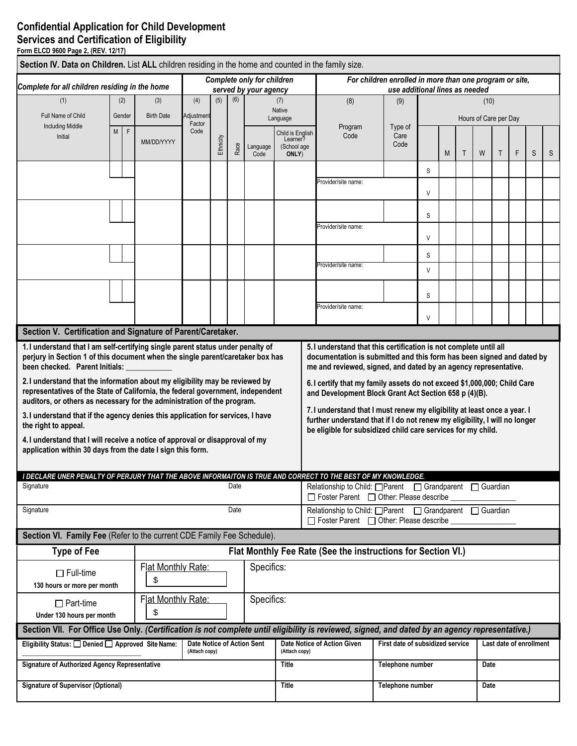# Confidential Application for Child Development Services and Certification of Eligibility

**Form ELCD 9600 Page 2, (REV. 12/17)**

## Section IV. Data on Children.

List **ALL** children residing in the home and counted in the family size.

| *Complete for all children residing in the home* | | | | *Complete only for children served by your agency* | | | | | *For children enrolled in more than one program or site, use additional lines as needed* | | | | | | | | | |
|---|---|---|---|---|---|---|---|---|---|---|---|---|---|---|---|---|---|---|
| (1) | (2) | | (3) | (4) | (5) | (6) | (7) | | (8) | (9) | (10) | | | | | | | |
| Full Name of Child Including Middle Initial | Gender | | Birth Date | Adjustment Factor Code | Ethnicity | Race | Native Language | | Program Code | Type of Care Code | Hours of Care per Day | | | | | | | |
| | M | F | MM/DD/YYYY | | | | Language Code | Child is English Learner? (School age ONLY) | | | | M | T | W | T | F | S | S |
| | | | | | | | | | | | S | | | | | | | |
| | | | | | | | | | Provider/site name: | | V | | | | | | | |
| | | | | | | | | | | | S | | | | | | | |
| | | | | | | | | | Provider/site name: | | V | | | | | | | |
| | | | | | | | | | | | S | | | | | | | |
| | | | | | | | | | Provider/site name: | | V | | | | | | | |
| | | | | | | | | | | | S | | | | | | | |
| | | | | | | | | | Provider/site name: | | V | | | | | | | |

## Section V. Certification and Signature of Parent/Caretaker.

**1. I understand that I am self-certifying single parent status under penalty of perjury in Section 1 of this document when the single parent/caretaker box has been checked. Parent Initials: ____________**

**2. I understand that the information about my eligibility may be reviewed by representatives of the State of California, the federal government, independent auditors, or others as necessary for the administration of the program.**

**3. I understand that if the agency denies this application for services, I have the right to appeal.**

**4. I understand that I will receive a notice of approval or disapproval of my application within 30 days from the date I sign this form.**

**5. I understand that this certification is not complete until all documentation is submitted and this form has been signed and dated by me and reviewed, signed, and dated by an agency representative.**

**6. I certify that my family assets do not exceed $1,000,000; Child Care and Development Block Grant Act Section 658 p (4)(B).**

**7. I understand that I must renew my eligibility at least once a year. I further understand that if I do not renew my eligibility, I will no longer be eligible for subsidized child care services for my child.**

***I DECLARE UNER PENALTY OF PERJURY THAT THE ABOVE INFORMAITON IS TRUE AND CORRECT TO THE BEST OF MY KNOWLEDGE.***

| Signature | Date | Relationship to Child: ☐ Parent ☐ Grandparent ☐ Guardian ☐ Foster Parent ☐ Other: Please describe ________________ |
|---|---|---|
| Signature | Date | Relationship to Child: ☐ Parent ☐ Grandparent ☐ Guardian ☐ Foster Parent ☐ Other: Please describe ________________ |

## Section VI. Family Fee (Refer to the current CDE Family Fee Schedule).

| Type of Fee | Flat Monthly Fee Rate (See the instructions for Section VI.) | |
|---|---|---|
| ☐ Full-time **130 hours or more per month** | Flat Monthly Rate: $ | Specifics: |
| ☐ Part-time **Under 130 hours per month** | Flat Monthly Rate: $ | Specifics: |

## Section VII. For Office Use Only. *(Certification is not complete until eligibility is reviewed, signed, and dated by an agency representative.)*

| **Eligibility Status:** ☐ **Denied** ☐ **Approved Site Name:** ________________ | **Date Notice of Action Sent** (Attach copy) | **Date Notice of Action Given** (Attach copy) | **First date of subsidized service** | **Last date of enrollment** |
|---|---|---|---|---|
| **Signature of Authorized Agency Representative** | | **Title** | **Telephone number** | **Date** |
| **Signature of Supervisor (Optional)** | | **Title** | **Telephone number** | **Date** |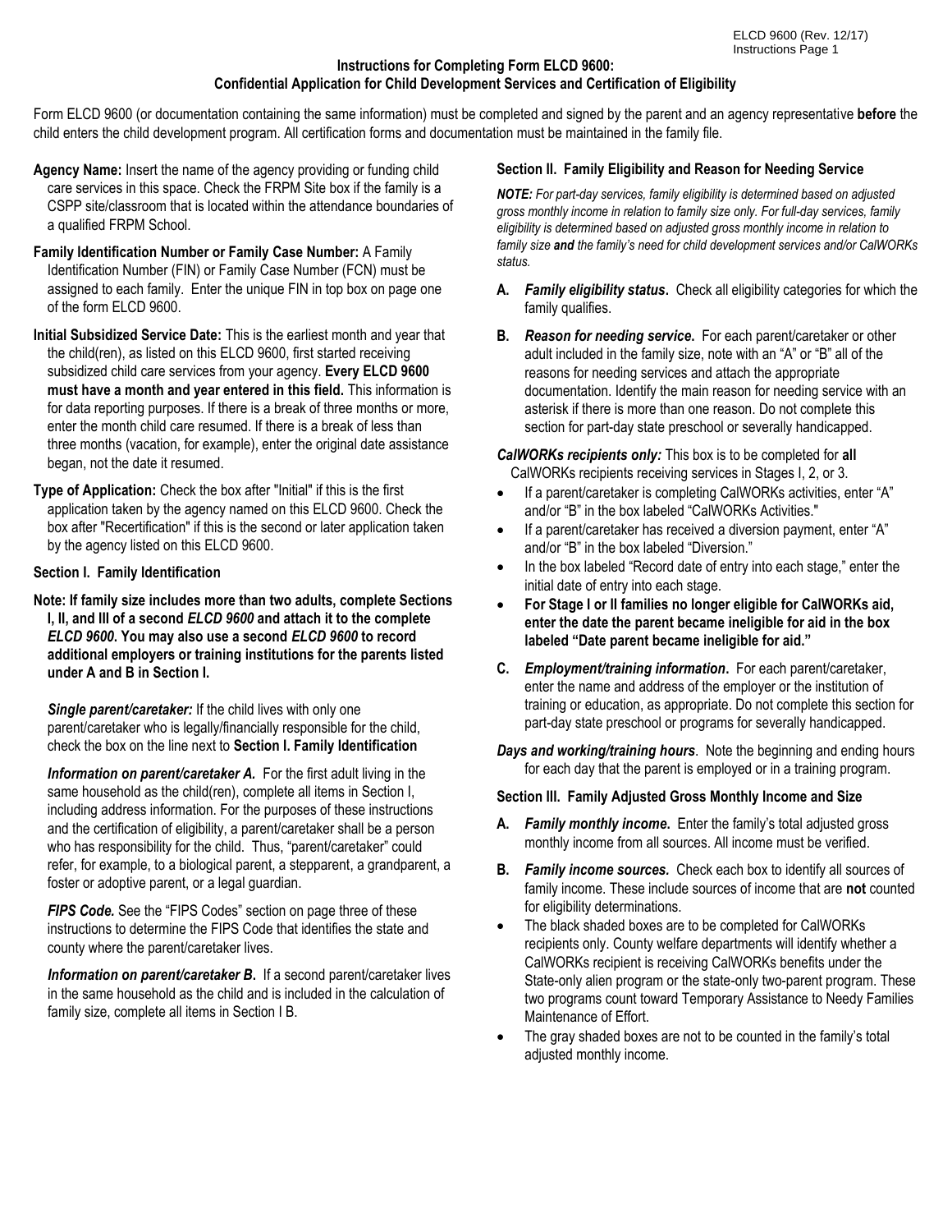## Instructions for Completing Form ELCD 9600: Confidential Application for Child Development Services and Certification of Eligibility

Form ELCD 9600 (or documentation containing the same information) must be completed and signed by the parent and an agency representative **before** the child enters the child development program. All certification forms and documentation must be maintained in the family file.

**Agency Name:** Insert the name of the agency providing or funding child care services in this space. Check the FRPM Site box if the family is a CSPP site/classroom that is located within the attendance boundaries of a qualified FRPM School.

**Family Identification Number or Family Case Number:** A Family Identification Number (FIN) or Family Case Number (FCN) must be assigned to each family. Enter the unique FIN in top box on page one of the form ELCD 9600.

**Initial Subsidized Service Date:** This is the earliest month and year that the child(ren), as listed on this ELCD 9600, first started receiving subsidized child care services from your agency. **Every ELCD 9600 must have a month and year entered in this field.** This information is for data reporting purposes. If there is a break of three months or more, enter the month child care resumed. If there is a break of less than three months (vacation, for example), enter the original date assistance began, not the date it resumed.

**Type of Application:** Check the box after "Initial" if this is the first application taken by the agency named on this ELCD 9600. Check the box after "Recertification" if this is the second or later application taken by the agency listed on this ELCD 9600.

### Section I. Family Identification

**Note: If family size includes more than two adults, complete Sections I, II, and III of a second *ELCD 9600* and attach it to the complete *ELCD 9600*. You may also use a second *ELCD 9600* to record additional employers or training institutions for the parents listed under A and B in Section I.**

***Single parent/caretaker:*** If the child lives with only one parent/caretaker who is legally/financially responsible for the child, check the box on the line next to **Section I. Family Identification**

***Information on parent/caretaker A.*** For the first adult living in the same household as the child(ren), complete all items in Section I, including address information. For the purposes of these instructions and the certification of eligibility, a parent/caretaker shall be a person who has responsibility for the child. Thus, "parent/caretaker" could refer, for example, to a biological parent, a stepparent, a grandparent, a foster or adoptive parent, or a legal guardian.

***FIPS Code.*** See the "FIPS Codes" section on page three of these instructions to determine the FIPS Code that identifies the state and county where the parent/caretaker lives.

***Information on parent/caretaker B.*** If a second parent/caretaker lives in the same household as the child and is included in the calculation of family size, complete all items in Section I B.

### Section II. Family Eligibility and Reason for Needing Service

***NOTE:*** *For part-day services, family eligibility is determined based on adjusted gross monthly income in relation to family size only. For full-day services, family eligibility is determined based on adjusted gross monthly income in relation to family size **and** the family's need for child development services and/or CalWORKs status.*

**A.** ***Family eligibility status.*** Check all eligibility categories for which the family qualifies.

**B.** ***Reason for needing service.*** For each parent/caretaker or other adult included in the family size, note with an "A" or "B" all of the reasons for needing services and attach the appropriate documentation. Identify the main reason for needing service with an asterisk if there is more than one reason. Do not complete this section for part-day state preschool or severally handicapped.

***CalWORKs recipients only:*** This box is to be completed for **all** CalWORKs recipients receiving services in Stages I, 2, or 3.

- If a parent/caretaker is completing CalWORKs activities, enter "A" and/or "B" in the box labeled "CalWORKs Activities."
- If a parent/caretaker has received a diversion payment, enter "A" and/or "B" in the box labeled "Diversion."
- In the box labeled "Record date of entry into each stage," enter the initial date of entry into each stage.
- **For Stage I or II families no longer eligible for CalWORKs aid, enter the date the parent became ineligible for aid in the box labeled "Date parent became ineligible for aid."**

**C.** ***Employment/training information.*** For each parent/caretaker, enter the name and address of the employer or the institution of training or education, as appropriate. Do not complete this section for part-day state preschool or programs for severally handicapped.

***Days and working/training hours***. Note the beginning and ending hours for each day that the parent is employed or in a training program.

### Section III. Family Adjusted Gross Monthly Income and Size

**A.** ***Family monthly income.*** Enter the family's total adjusted gross monthly income from all sources. All income must be verified.

**B.** ***Family income sources.*** Check each box to identify all sources of family income. These include sources of income that are **not** counted for eligibility determinations.

- The black shaded boxes are to be completed for CalWORKs recipients only. County welfare departments will identify whether a CalWORKs recipient is receiving CalWORKs benefits under the State-only alien program or the state-only two-parent program. These two programs count toward Temporary Assistance to Needy Families Maintenance of Effort.
- The gray shaded boxes are not to be counted in the family's total adjusted monthly income.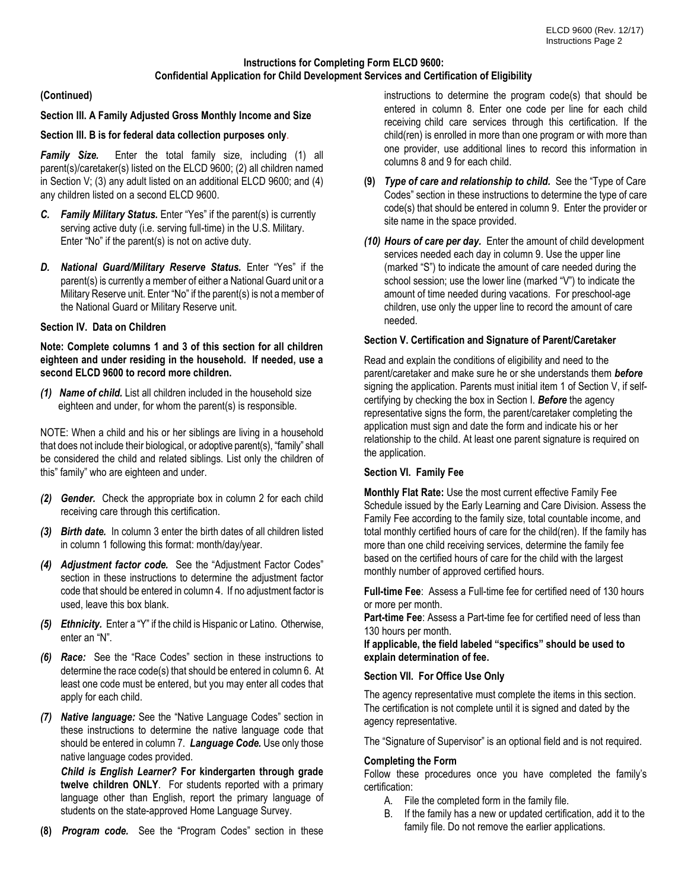## Instructions for Completing Form ELCD 9600: Confidential Application for Child Development Services and Certification of Eligibility

**(Continued)**

**Section III. A Family Adjusted Gross Monthly Income and Size**

**Section III. B is for federal data collection purposes only**.

***Family Size.*** Enter the total family size, including (1) all parent(s)/caretaker(s) listed on the ELCD 9600; (2) all children named in Section V; (3) any adult listed on an additional ELCD 9600; and (4) any children listed on a second ELCD 9600.

***C. Family Military Status.*** Enter "Yes" if the parent(s) is currently serving active duty (i.e. serving full-time) in the U.S. Military. Enter "No" if the parent(s) is not on active duty.

***D. National Guard/Military Reserve Status.*** Enter "Yes" if the parent(s) is currently a member of either a National Guard unit or a Military Reserve unit. Enter "No" if the parent(s) is not a member of the National Guard or Military Reserve unit.

**Section IV. Data on Children**

**Note: Complete columns 1 and 3 of this section for all children eighteen and under residing in the household. If needed, use a second ELCD 9600 to record more children.**

***(1) Name of child.*** List all children included in the household size eighteen and under, for whom the parent(s) is responsible.

NOTE: When a child and his or her siblings are living in a household that does not include their biological, or adoptive parent(s), "family" shall be considered the child and related siblings. List only the children of this" family" who are eighteen and under.

***(2) Gender.*** Check the appropriate box in column 2 for each child receiving care through this certification.

***(3) Birth date.*** In column 3 enter the birth dates of all children listed in column 1 following this format: month/day/year.

***(4) Adjustment factor code.*** See the "Adjustment Factor Codes" section in these instructions to determine the adjustment factor code that should be entered in column 4. If no adjustment factor is used, leave this box blank.

***(5) Ethnicity.*** Enter a "Y" if the child is Hispanic or Latino. Otherwise, enter an "N".

***(6) Race:*** See the "Race Codes" section in these instructions to determine the race code(s) that should be entered in column 6. At least one code must be entered, but you may enter all codes that apply for each child.

***(7) Native language:*** See the "Native Language Codes" section in these instructions to determine the native language code that should be entered in column 7. ***Language Code.*** Use only those native language codes provided.

***Child is English Learner?*** **For kindergarten through grade twelve children ONLY**. For students reported with a primary language other than English, report the primary language of students on the state-approved Home Language Survey.

**(8)** ***Program code.*** See the "Program Codes" section in these instructions to determine the program code(s) that should be entered in column 8. Enter one code per line for each child receiving child care services through this certification. If the child(ren) is enrolled in more than one program or with more than one provider, use additional lines to record this information in columns 8 and 9 for each child.

**(9)** ***Type of care and relationship to child.*** See the "Type of Care Codes" section in these instructions to determine the type of care code(s) that should be entered in column 9. Enter the provider or site name in the space provided.

***(10) Hours of care per day.*** Enter the amount of child development services needed each day in column 9. Use the upper line (marked "S") to indicate the amount of care needed during the school session; use the lower line (marked "V") to indicate the amount of time needed during vacations. For preschool-age children, use only the upper line to record the amount of care needed.

**Section V. Certification and Signature of Parent/Caretaker**

Read and explain the conditions of eligibility and need to the parent/caretaker and make sure he or she understands them ***before*** signing the application. Parents must initial item 1 of Section V, if self-certifying by checking the box in Section I. ***Before*** the agency representative signs the form, the parent/caretaker completing the application must sign and date the form and indicate his or her relationship to the child. At least one parent signature is required on the application.

**Section VI. Family Fee**

**Monthly Flat Rate:** Use the most current effective Family Fee Schedule issued by the Early Learning and Care Division. Assess the Family Fee according to the family size, total countable income, and total monthly certified hours of care for the child(ren). If the family has more than one child receiving services, determine the family fee based on the certified hours of care for the child with the largest monthly number of approved certified hours.

**Full-time Fee**: Assess a Full-time fee for certified need of 130 hours or more per month.

**Part-time Fee**: Assess a Part-time fee for certified need of less than 130 hours per month.

**If applicable, the field labeled "specifics" should be used to explain determination of fee.**

**Section VII. For Office Use Only**

The agency representative must complete the items in this section. The certification is not complete until it is signed and dated by the agency representative.

The "Signature of Supervisor" is an optional field and is not required.

**Completing the Form**

Follow these procedures once you have completed the family's certification:

A. File the completed form in the family file.
B. If the family has a new or updated certification, add it to the family file. Do not remove the earlier applications.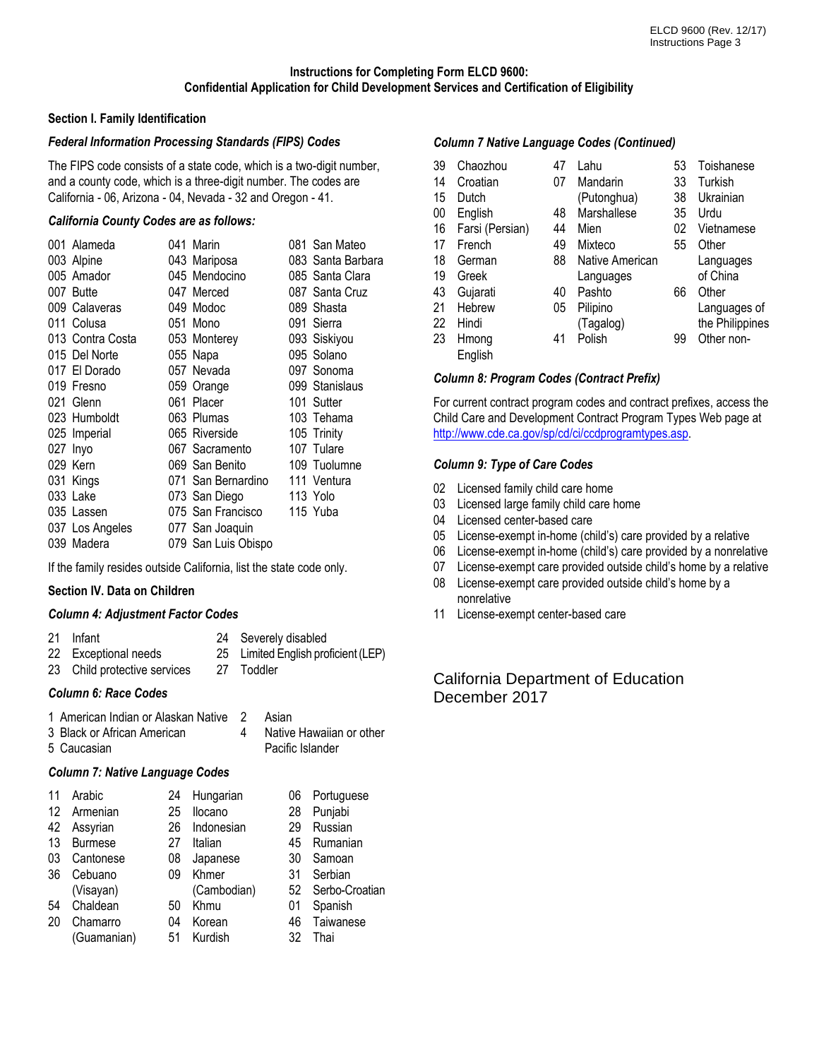### Instructions for Completing Form ELCD 9600: Confidential Application for Child Development Services and Certification of Eligibility

#### Section I. Family Identification

##### *Federal Information Processing Standards (FIPS) Codes*

The FIPS code consists of a state code, which is a two-digit number, and a county code, which is a three-digit number. The codes are California - 06, Arizona - 04, Nevada - 32 and Oregon - 41.

##### *California County Codes are as follows:*

| | | |
|---|---|---|
| 001 Alameda | 041 Marin | 081 San Mateo |
| 003 Alpine | 043 Mariposa | 083 Santa Barbara |
| 005 Amador | 045 Mendocino | 085 Santa Clara |
| 007 Butte | 047 Merced | 087 Santa Cruz |
| 009 Calaveras | 049 Modoc | 089 Shasta |
| 011 Colusa | 051 Mono | 091 Sierra |
| 013 Contra Costa | 053 Monterey | 093 Siskiyou |
| 015 Del Norte | 055 Napa | 095 Solano |
| 017 El Dorado | 057 Nevada | 097 Sonoma |
| 019 Fresno | 059 Orange | 099 Stanislaus |
| 021 Glenn | 061 Placer | 101 Sutter |
| 023 Humboldt | 063 Plumas | 103 Tehama |
| 025 Imperial | 065 Riverside | 105 Trinity |
| 027 Inyo | 067 Sacramento | 107 Tulare |
| 029 Kern | 069 San Benito | 109 Tuolumne |
| 031 Kings | 071 San Bernardino | 111 Ventura |
| 033 Lake | 073 San Diego | 113 Yolo |
| 035 Lassen | 075 San Francisco | 115 Yuba |
| 037 Los Angeles | 077 San Joaquin | |
| 039 Madera | 079 San Luis Obispo | |

If the family resides outside California, list the state code only.

#### Section IV. Data on Children

##### *Column 4: Adjustment Factor Codes*

| | |
|---|---|
| 21 Infant | 24 Severely disabled |
| 22 Exceptional needs | 25 Limited English proficient (LEP) |
| 23 Child protective services | 27 Toddler |

##### *Column 6: Race Codes*

| | |
|---|---|
| 1 American Indian or Alaskan Native | 2 Asian |
| 3 Black or African American | 4 Native Hawaiian or other Pacific Islander |
| 5 Caucasian | |

##### *Column 7: Native Language Codes*

| | | |
|---|---|---|
| 11 Arabic | 24 Hungarian | 06 Portuguese |
| 12 Armenian | 25 Ilocano | 28 Punjabi |
| 42 Assyrian | 26 Indonesian | 29 Russian |
| 13 Burmese | 27 Italian | 45 Rumanian |
| 03 Cantonese | 08 Japanese | 30 Samoan |
| 36 Cebuano (Visayan) | 09 Khmer (Cambodian) | 31 Serbian |
| | | 52 Serbo-Croatian |
| 54 Chaldean | 50 Khmu | 01 Spanish |
| 20 Chamarro (Guamanian) | 04 Korean | 46 Taiwanese |
| | 51 Kurdish | 32 Thai |

##### *Column 7 Native Language Codes (Continued)*

| | | |
|---|---|---|
| 39 Chaozhou | 47 Lahu | 53 Toishanese |
| 14 Croatian | 07 Mandarin (Putonghua) | 33 Turkish |
| 15 Dutch | | 38 Ukrainian |
| 00 English | 48 Marshallese | 35 Urdu |
| 16 Farsi (Persian) | 44 Mien | 02 Vietnamese |
| 17 French | 49 Mixteco | 55 Other Languages of China |
| 18 German | 88 Native American Languages | |
| 19 Greek | | |
| 43 Gujarati | 40 Pashto | 66 Other Languages of the Philippines |
| 21 Hebrew | 05 Pilipino (Tagalog) | |
| 22 Hindi | | |
| 23 Hmong | 41 Polish | 99 Other non-English |

##### *Column 8: Program Codes (Contract Prefix)*

For current contract program codes and contract prefixes, access the Child Care and Development Contract Program Types Web page at http://www.cde.ca.gov/sp/cd/ci/ccdprogramtypes.asp.

##### *Column 9: Type of Care Codes*

- 02 Licensed family child care home
- 03 Licensed large family child care home
- 04 Licensed center-based care
- 05 License-exempt in-home (child's) care provided by a relative
- 06 License-exempt in-home (child's) care provided by a nonrelative
- 07 License-exempt care provided outside child's home by a relative
- 08 License-exempt care provided outside child's home by a nonrelative
- 11 License-exempt center-based care

California Department of Education
December 2017